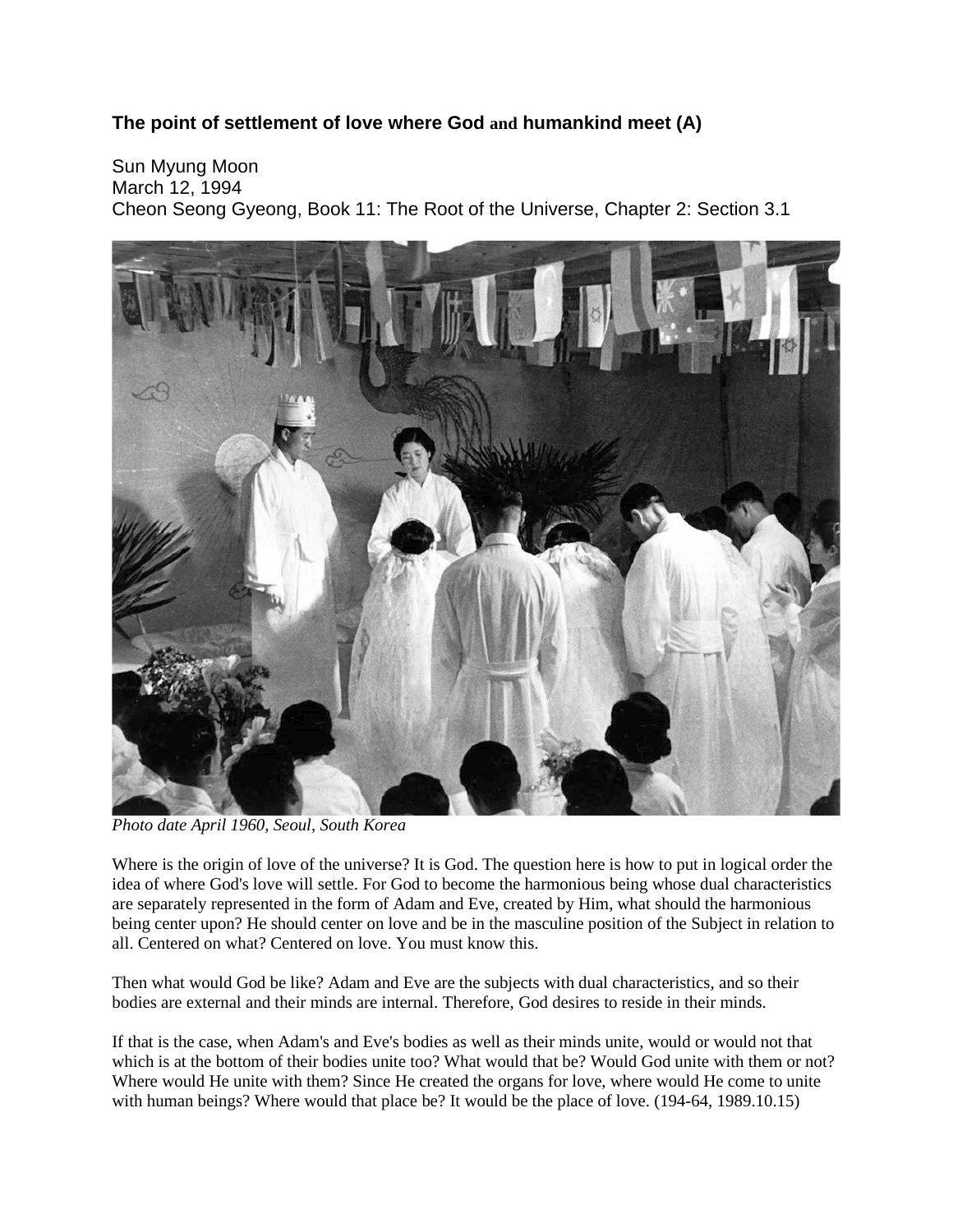### **The point of settlement of love where God and humankind meet (A)**

Sun Myung Moon
March 12, 1994
Cheon Seong Gyeong, Book 11: The Root of the Universe, Chapter 2: Section 3.1

*Photo date April 1960, Seoul, South Korea*

Where is the origin of love of the universe? It is God. The question here is how to put in logical order the idea of where God's love will settle. For God to become the harmonious being whose dual characteristics are separately represented in the form of Adam and Eve, created by Him, what should the harmonious being center upon? He should center on love and be in the masculine position of the Subject in relation to all. Centered on what? Centered on love. You must know this.

Then what would God be like? Adam and Eve are the subjects with dual characteristics, and so their bodies are external and their minds are internal. Therefore, God desires to reside in their minds.

If that is the case, when Adam's and Eve's bodies as well as their minds unite, would or would not that which is at the bottom of their bodies unite too? What would that be? Would God unite with them or not? Where would He unite with them? Since He created the organs for love, where would He come to unite with human beings? Where would that place be? It would be the place of love. (194-64, 1989.10.15)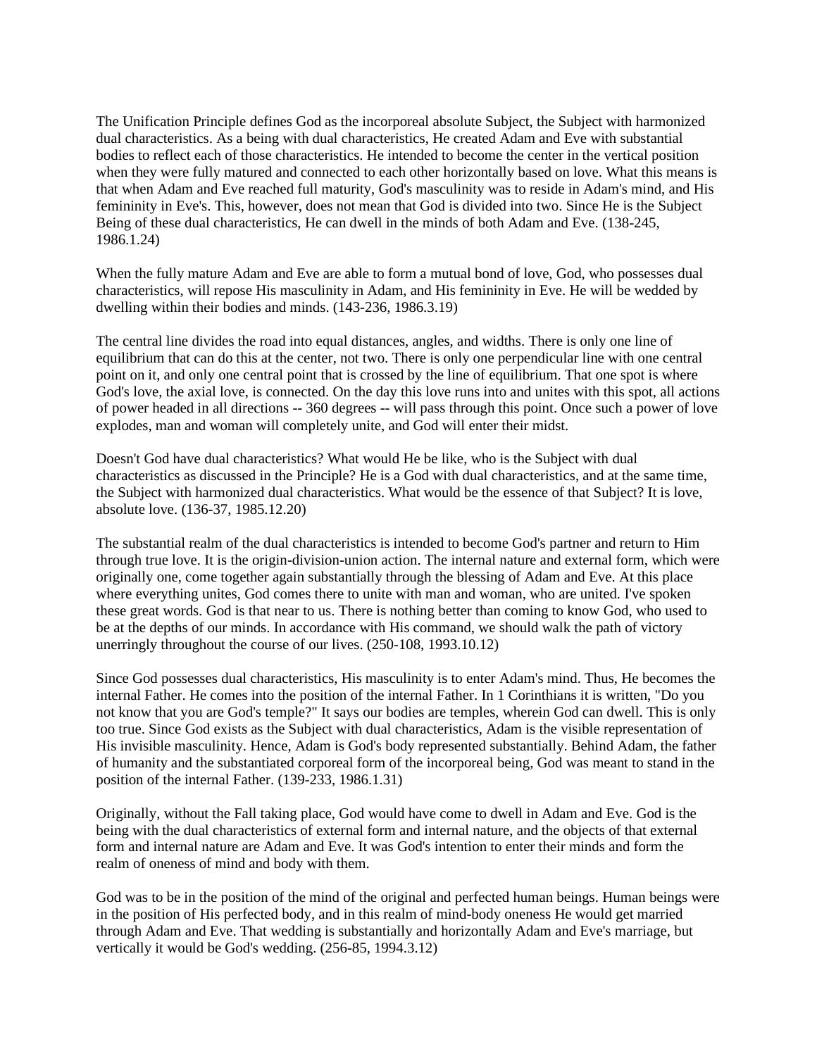The Unification Principle defines God as the incorporeal absolute Subject, the Subject with harmonized dual characteristics. As a being with dual characteristics, He created Adam and Eve with substantial bodies to reflect each of those characteristics. He intended to become the center in the vertical position when they were fully matured and connected to each other horizontally based on love. What this means is that when Adam and Eve reached full maturity, God's masculinity was to reside in Adam's mind, and His femininity in Eve's. This, however, does not mean that God is divided into two. Since He is the Subject Being of these dual characteristics, He can dwell in the minds of both Adam and Eve. (138-245, 1986.1.24)

When the fully mature Adam and Eve are able to form a mutual bond of love, God, who possesses dual characteristics, will repose His masculinity in Adam, and His femininity in Eve. He will be wedded by dwelling within their bodies and minds. (143-236, 1986.3.19)

The central line divides the road into equal distances, angles, and widths. There is only one line of equilibrium that can do this at the center, not two. There is only one perpendicular line with one central point on it, and only one central point that is crossed by the line of equilibrium. That one spot is where God's love, the axial love, is connected. On the day this love runs into and unites with this spot, all actions of power headed in all directions -- 360 degrees -- will pass through this point. Once such a power of love explodes, man and woman will completely unite, and God will enter their midst.

Doesn't God have dual characteristics? What would He be like, who is the Subject with dual characteristics as discussed in the Principle? He is a God with dual characteristics, and at the same time, the Subject with harmonized dual characteristics. What would be the essence of that Subject? It is love, absolute love. (136-37, 1985.12.20)

The substantial realm of the dual characteristics is intended to become God's partner and return to Him through true love. It is the origin-division-union action. The internal nature and external form, which were originally one, come together again substantially through the blessing of Adam and Eve. At this place where everything unites, God comes there to unite with man and woman, who are united. I've spoken these great words. God is that near to us. There is nothing better than coming to know God, who used to be at the depths of our minds. In accordance with His command, we should walk the path of victory unerringly throughout the course of our lives. (250-108, 1993.10.12)

Since God possesses dual characteristics, His masculinity is to enter Adam's mind. Thus, He becomes the internal Father. He comes into the position of the internal Father. In 1 Corinthians it is written, "Do you not know that you are God's temple?" It says our bodies are temples, wherein God can dwell. This is only too true. Since God exists as the Subject with dual characteristics, Adam is the visible representation of His invisible masculinity. Hence, Adam is God's body represented substantially. Behind Adam, the father of humanity and the substantiated corporeal form of the incorporeal being, God was meant to stand in the position of the internal Father. (139-233, 1986.1.31)

Originally, without the Fall taking place, God would have come to dwell in Adam and Eve. God is the being with the dual characteristics of external form and internal nature, and the objects of that external form and internal nature are Adam and Eve. It was God's intention to enter their minds and form the realm of oneness of mind and body with them.

God was to be in the position of the mind of the original and perfected human beings. Human beings were in the position of His perfected body, and in this realm of mind-body oneness He would get married through Adam and Eve. That wedding is substantially and horizontally Adam and Eve's marriage, but vertically it would be God's wedding. (256-85, 1994.3.12)